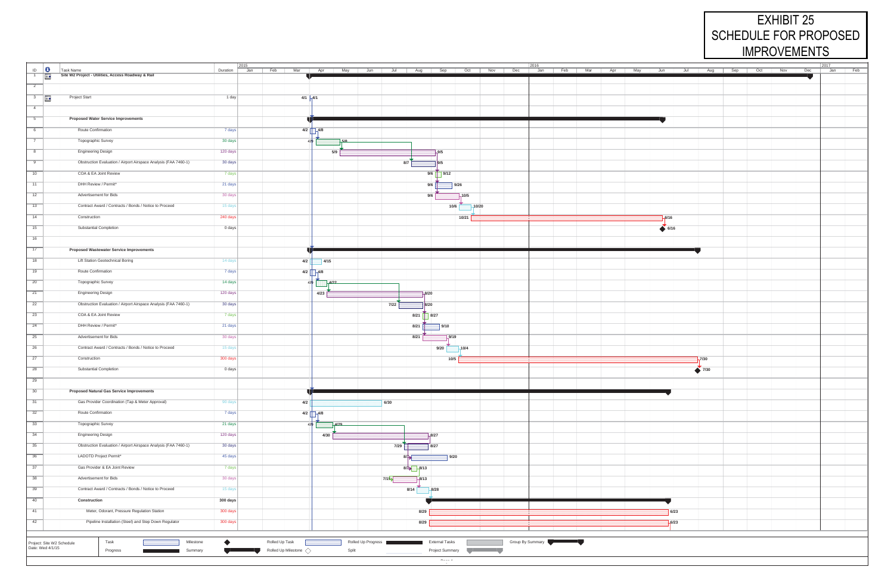# EXHIBIT 25
# SCHEDULE FOR PROPOSED IMPROVEMENTS

| ID | Task Name | Duration | Start | Finish |
|---|---|---|---|---|
| 1 | **Site W2 Project - Utilities, Access Roadway & Rail** | | | |
| 2 | | | | |
| 3 | Project Start | 1 day | 4/1 | 4/1 |
| 4 | | | | |
| 5 | **Proposed Water Service Improvements** | | | |
| 6 | Route Confirmation | 7 days | 4/2 | 4/8 |
| 7 | Topographic Survey | 30 days | 4/9 | 5/8 |
| 8 | Engineering Design | 120 days | 5/9 | 9/5 |
| 9 | Obstruction Evaluation / Airport Airspace Analysis (FAA 7460-1) | 30 days | 8/7 | 9/5 |
| 10 | COA & EA Joint Review | 7 days | 9/6 | 9/12 |
| 11 | DHH Review / Permit* | 21 days | 9/6 | 9/26 |
| 12 | Advertisement for Bids | 30 days | 9/6 | 10/5 |
| 13 | Contract Award / Contracts / Bonds / Notice to Proceed | 15 days | 10/6 | 10/20 |
| 14 | Construction | 240 days | 10/21 | 6/16 |
| 15 | Substantial Completion | 0 days | | 6/16 |
| 16 | | | | |
| 17 | **Proposed Wastewater Service Improvements** | | | |
| 18 | Lift Station Geotechnical Boring | 14 days | 4/2 | 4/15 |
| 19 | Route Confirmation | 7 days | 4/2 | 4/8 |
| 20 | Topographic Survey | 14 days | 4/9 | 4/22 |
| 21 | Engineering Design | 120 days | 4/23 | 8/20 |
| 22 | Obstruction Evaluation / Airport Airspace Analysis (FAA 7460-1) | 30 days | 7/22 | 8/20 |
| 23 | COA & EA Joint Review | 7 days | 8/21 | 8/27 |
| 24 | DHH Review / Permit* | 21 days | 8/21 | 9/10 |
| 25 | Advertisement for Bids | 30 days | 8/21 | 9/19 |
| 26 | Contract Award / Contracts / Bonds / Notice to Proceed | 15 days | 9/20 | 10/4 |
| 27 | Construction | 300 days | 10/5 | 7/30 |
| 28 | Substantial Completion | 0 days | | 7/30 |
| 29 | | | | |
| 30 | **Proposed Natural Gas Service Improvements** | | | |
| 31 | Gas Provider Coordination (Tap & Meter Approval) | 90 days | 4/2 | 6/30 |
| 32 | Route Confirmation | 7 days | 4/2 | 4/8 |
| 33 | Topographic Survey | 21 days | 4/9 | 4/29 |
| 34 | Engineering Design | 120 days | 4/30 | 8/27 |
| 35 | Obstruction Evaluation / Airport Airspace Analysis (FAA 7460-1) | 30 days | 7/29 | 8/27 |
| 36 | LADOTD Project Permit* | 45 days | 8/7 | 9/20 |
| 37 | Gas Provider & EA Joint Review | 7 days | 8/7 | 8/13 |
| 38 | Advertisement for Bids | 30 days | 7/15 | 8/13 |
| 39 | Contract Award / Contracts / Bonds / Notice to Proceed | 15 days | 8/14 | 8/28 |
| 40 | **Construction** | **300 days** | 8/29 | 6/23 |
| 41 | Meter, Odorant, Pressure Regulation Station | 300 days | 8/29 | 6/23 |
| 42 | Pipeline Installation (Steel) and Step Down Regulator | 300 days | 8/29 | 6/23 |

Timeline: 2015 (Jan – Dec), 2016 (Jan – Dec), 2017 (Jan – Feb)

Project: Site W2 Schedule
Date: Wed 4/1/15

Legend: Task | Progress | Milestone | Summary | Rolled Up Task | Rolled Up Milestone | Rolled Up Progress | Split | External Tasks | Project Summary | Group By Summary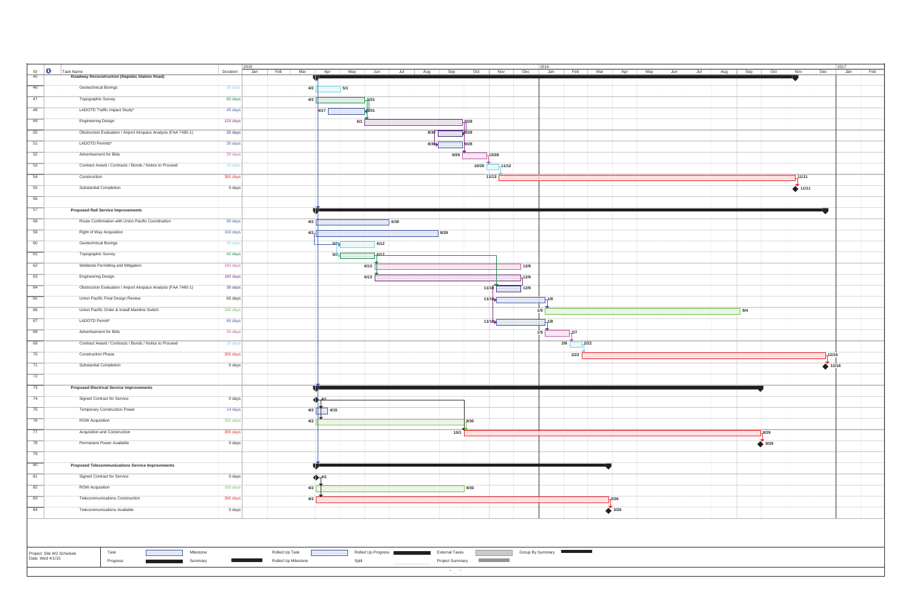| ID | Task Name | Duration | Start | Finish |
|---|---|---|---|---|
| 45 | **Roadway Reconstruction (Rapides Station Road)** | | | |
| 46 | Geotechnical Borings | 30 days | 4/2 | 5/1 |
| 47 | Topographic Survey | 60 days | 4/2 | 5/31 |
| 48 | LADOTD Traffic Impact Study* | 45 days | 4/17 | 5/31 |
| 49 | Engineering Design | 120 days | 6/1 | 9/28 |
| 50 | Obstruction Evaluation / Airport Airspace Analysis (FAA 7460-1) | 30 days | 8/30 | 9/28 |
| 51 | LADOTD Permits* | 30 days | 8/30 | 9/28 |
| 52 | Advertisement for Bids | 30 days | 9/29 | 10/28 |
| 53 | Contract Award / Contracts / Bonds / Notice to Proceed | 15 days | 10/29 | 11/12 |
| 54 | Construction | 365 days | 11/13 | 11/11 |
| 55 | Substantial Completion | 0 days | | 11/11 |
| 56 | | | | |
| 57 | **Proposed Rail Service Improvements** | | | |
| 58 | Route Confirmation with Union Pacific Coordination | 90 days | 4/2 | 6/30 |
| 59 | Right of Way Acquisition | 150 days | 4/2 | 8/29 |
| 60 | Geotechnical Borings | 42 days | 5/2 | 6/12 |
| 61 | Topographic Survey | 42 days | 5/2 | 6/12 |
| 62 | Wetlands Permitting and Mitigation | 180 days | 6/13 | 12/9 |
| 63 | Engineering Design | 180 days | 6/13 | 12/9 |
| 64 | Obstruction Evaluation / Airport Airspace Analysis (FAA 7460-1) | 30 days | 11/10 | 12/9 |
| 65 | Union Pacific Final Design Review | 60 days | 11/10 | 1/8 |
| 66 | Union Pacific Order & Install Mainline Switch | 240 days | 1/9 | 9/4 |
| 67 | LADOTD Permit* | 60 days | 11/10 | 1/8 |
| 68 | Advertisement for Bids | 30 days | 1/9 | 2/7 |
| 69 | Contract Award / Contracts / Bonds / Notice to Proceed | 15 days | 2/8 | 2/22 |
| 70 | Construction Phase | 300 days | 2/23 | 12/18 |
| 71 | Substantial Completion | 0 days | | 12/18 |
| 72 | | | | |
| 73 | **Proposed Electrical Service Improvements** | | | |
| 74 | Signed Contract for Service | 0 days | | 4/1 |
| 75 | Temporary Construction Power | 14 days | 4/2 | 4/15 |
| 76 | ROW Acquisition | 182 days | 4/2 | 9/30 |
| 77 | Acquisition and Construction | 365 days | 10/1 | 9/29 |
| 78 | Permanent Power Available | 0 days | | 9/29 |
| 79 | | | | |
| 80 | **Proposed Telecommunications Service Improvements** | | | |
| 81 | Signed Contract for Service | 0 days | | 4/1 |
| 82 | ROW Acquisition | 182 days | 4/2 | 9/30 |
| 83 | Telecommunications Construction | 360 days | 4/2 | 3/26 |
| 84 | Telecommunications Available | 0 days | | 3/26 |

2015: Jan Feb Mar Apr May Jun Jul Aug Sep Oct Nov Dec
2016: Jan Feb Mar Apr May Jun Jul Aug Sep Oct Nov Dec
2017: Jan Feb

Project: Site W2 Schedule
Date: Wed 4/1/15

Task | Progress | Milestone | Summary | Rolled Up Task | Rolled Up Milestone | Rolled Up Progress | Split | External Tasks | Project Summary | Group By Summary